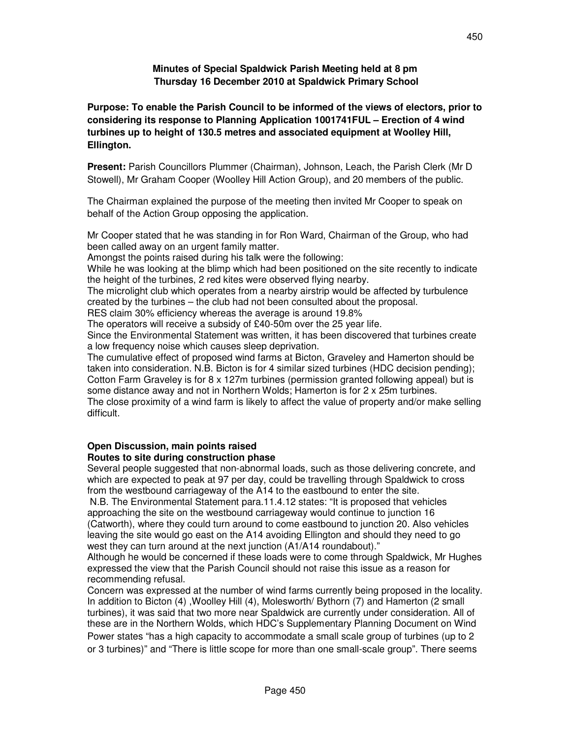**Minutes of Special Spaldwick Parish Meeting held at 8 pm Thursday 16 December 2010 at Spaldwick Primary School**

**Purpose: To enable the Parish Council to be informed of the views of electors, prior to considering its response to Planning Application 1001741FUL – Erection of 4 wind turbines up to height of 130.5 metres and associated equipment at Woolley Hill, Ellington.**

**Present:** Parish Councillors Plummer (Chairman), Johnson, Leach, the Parish Clerk (Mr D Stowell), Mr Graham Cooper (Woolley Hill Action Group), and 20 members of the public.

The Chairman explained the purpose of the meeting then invited Mr Cooper to speak on behalf of the Action Group opposing the application.

Mr Cooper stated that he was standing in for Ron Ward, Chairman of the Group, who had been called away on an urgent family matter.
Amongst the points raised during his talk were the following:
While he was looking at the blimp which had been positioned on the site recently to indicate the height of the turbines, 2 red kites were observed flying nearby.
The microlight club which operates from a nearby airstrip would be affected by turbulence created by the turbines – the club had not been consulted about the proposal.
RES claim 30% efficiency whereas the average is around 19.8%
The operators will receive a subsidy of £40-50m over the 25 year life.
Since the Environmental Statement was written, it has been discovered that turbines create a low frequency noise which causes sleep deprivation.
The cumulative effect of proposed wind farms at Bicton, Graveley and Hamerton should be taken into consideration. N.B. Bicton is for 4 similar sized turbines (HDC decision pending); Cotton Farm Graveley is for 8 x 127m turbines (permission granted following appeal) but is some distance away and not in Northern Wolds; Hamerton is for 2 x 25m turbines.
The close proximity of a wind farm is likely to affect the value of property and/or make selling difficult.

**Open Discussion, main points raised**

**Routes to site during construction phase**

Several people suggested that non-abnormal loads, such as those delivering concrete, and which are expected to peak at 97 per day, could be travelling through Spaldwick to cross from the westbound carriageway of the A14 to the eastbound to enter the site.
N.B. The Environmental Statement para.11.4.12 states: "It is proposed that vehicles approaching the site on the westbound carriageway would continue to junction 16 (Catworth), where they could turn around to come eastbound to junction 20. Also vehicles leaving the site would go east on the A14 avoiding Ellington and should they need to go west they can turn around at the next junction (A1/A14 roundabout)."
Although he would be concerned if these loads were to come through Spaldwick, Mr Hughes expressed the view that the Parish Council should not raise this issue as a reason for recommending refusal.
Concern was expressed at the number of wind farms currently being proposed in the locality. In addition to Bicton (4) ,Woolley Hill (4), Molesworth/ Bythorn (7) and Hamerton (2 small turbines), it was said that two more near Spaldwick are currently under consideration. All of these are in the Northern Wolds, which HDC's Supplementary Planning Document on Wind Power states "has a high capacity to accommodate a small scale group of turbines (up to 2 or 3 turbines)" and "There is little scope for more than one small-scale group". There seems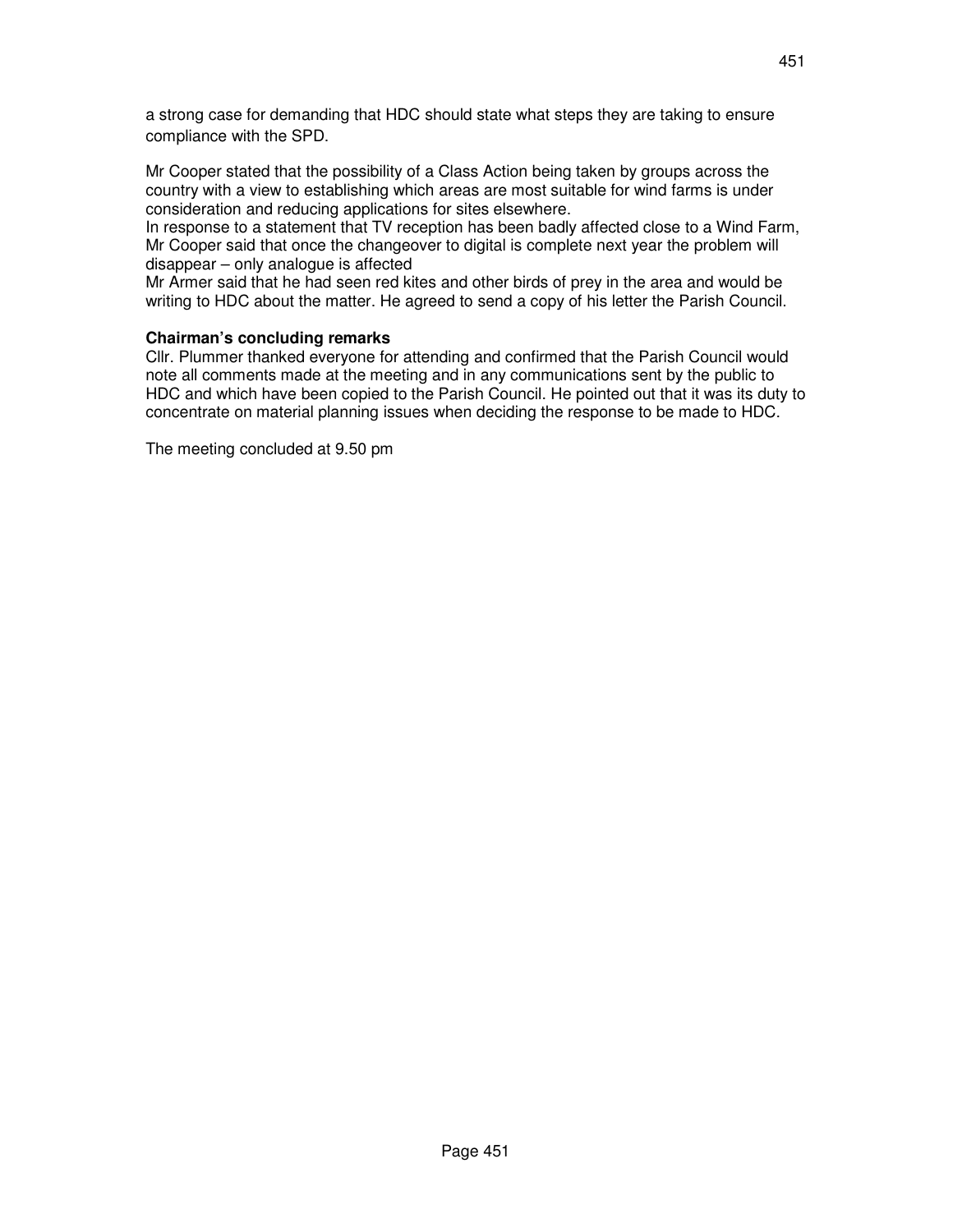a strong case for demanding that HDC should state what steps they are taking to ensure compliance with the SPD.

Mr Cooper stated that the possibility of a Class Action being taken by groups across the country with a view to establishing which areas are most suitable for wind farms is under consideration and reducing applications for sites elsewhere.
In response to a statement that TV reception has been badly affected close to a Wind Farm, Mr Cooper said that once the changeover to digital is complete next year the problem will disappear – only analogue is affected
Mr Armer said that he had seen red kites and other birds of prey in the area and would be writing to HDC about the matter. He agreed to send a copy of his letter the Parish Council.

**Chairman's concluding remarks**
Cllr. Plummer thanked everyone for attending and confirmed that the Parish Council would note all comments made at the meeting and in any communications sent by the public to HDC and which have been copied to the Parish Council. He pointed out that it was its duty to concentrate on material planning issues when deciding the response to be made to HDC.

The meeting concluded at 9.50 pm